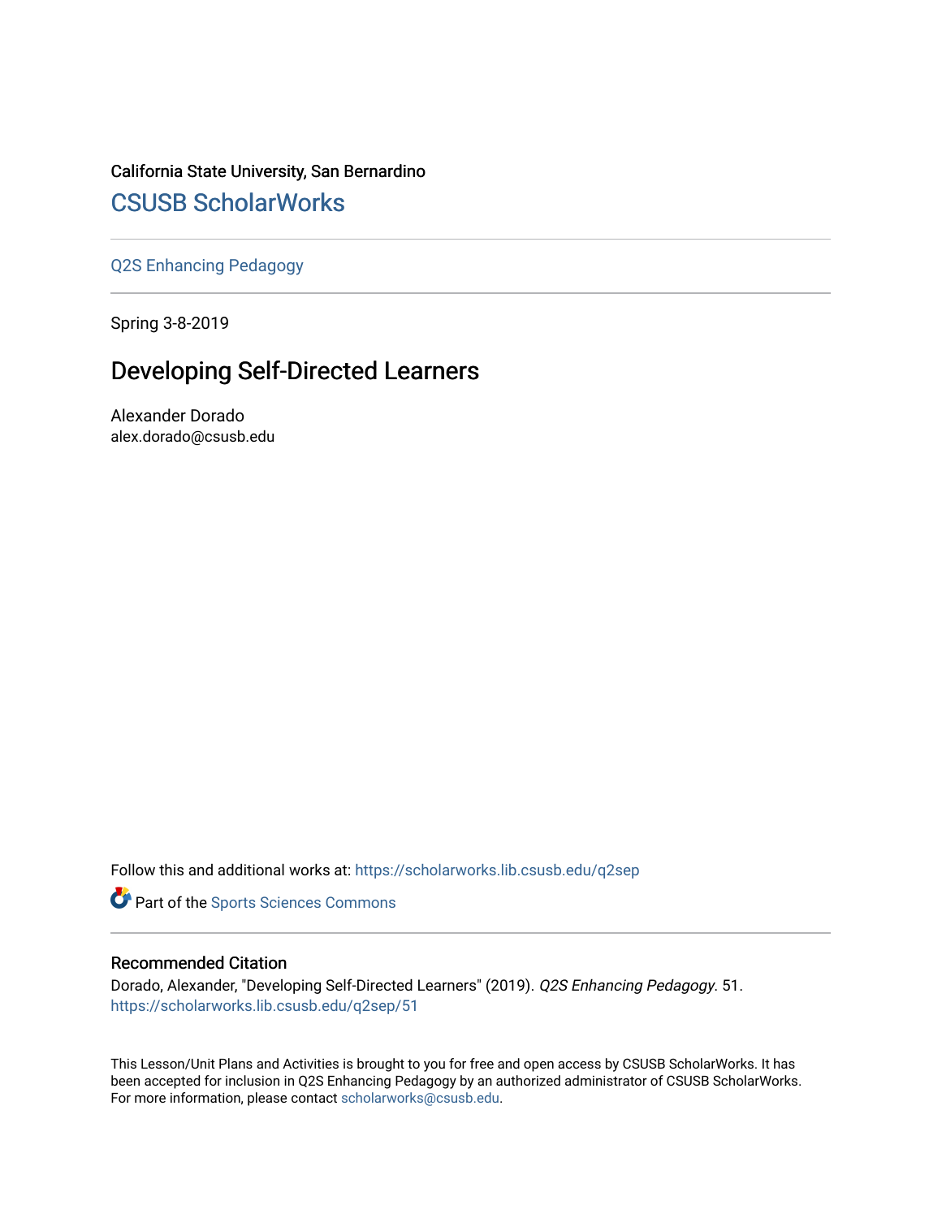California State University, San Bernardino

CSUSB ScholarWorks

---

Q2S Enhancing Pedagogy

---

Spring 3-8-2019

# Developing Self-Directed Learners

Alexander Dorado
alex.dorado@csusb.edu

Follow this and additional works at: https://scholarworks.lib.csusb.edu/q2sep

Part of the Sports Sciences Commons

---

### Recommended Citation

Dorado, Alexander, "Developing Self-Directed Learners" (2019). *Q2S Enhancing Pedagogy*. 51.
https://scholarworks.lib.csusb.edu/q2sep/51

This Lesson/Unit Plans and Activities is brought to you for free and open access by CSUSB ScholarWorks. It has been accepted for inclusion in Q2S Enhancing Pedagogy by an authorized administrator of CSUSB ScholarWorks. For more information, please contact scholarworks@csusb.edu.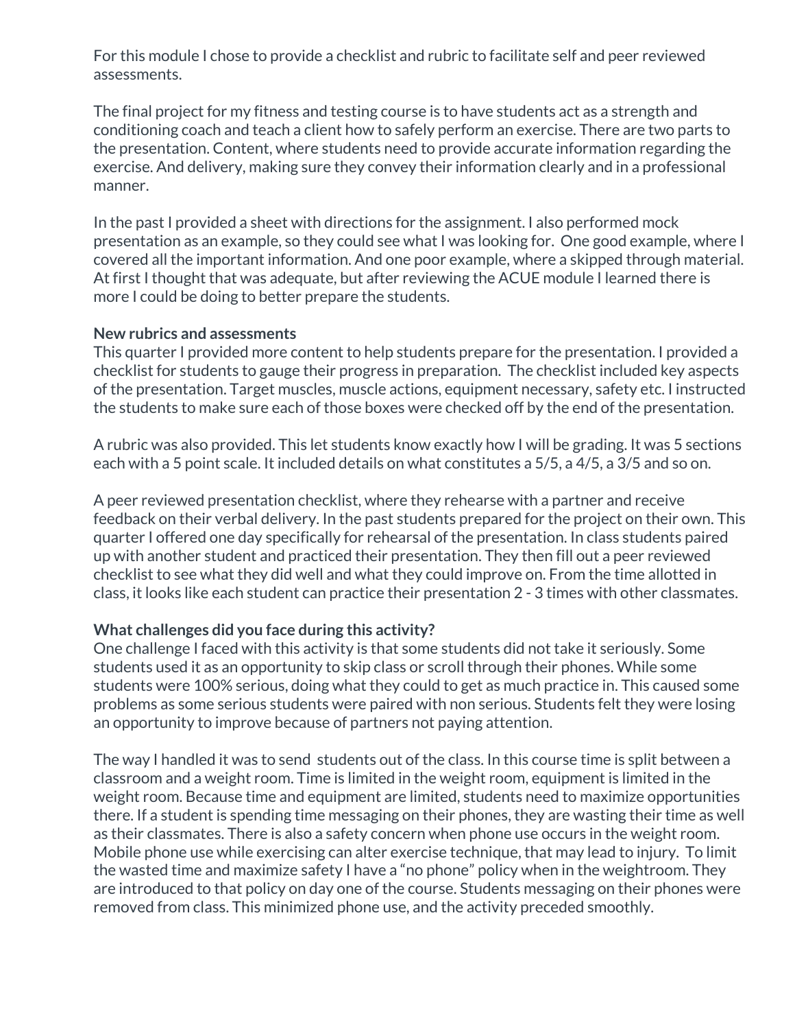For this module I chose to provide a checklist and rubric to facilitate self and peer reviewed assessments.

The final project for my fitness and testing course is to have students act as a strength and conditioning coach and teach a client how to safely perform an exercise. There are two parts to the presentation. Content, where students need to provide accurate information regarding the exercise. And delivery, making sure they convey their information clearly and in a professional manner.

In the past I provided a sheet with directions for the assignment. I also performed mock presentation as an example, so they could see what I was looking for. One good example, where I covered all the important information. And one poor example, where a skipped through material. At first I thought that was adequate, but after reviewing the ACUE module I learned there is more I could be doing to better prepare the students.

**New rubrics and assessments**

This quarter I provided more content to help students prepare for the presentation. I provided a checklist for students to gauge their progress in preparation. The checklist included key aspects of the presentation. Target muscles, muscle actions, equipment necessary, safety etc. I instructed the students to make sure each of those boxes were checked off by the end of the presentation.

A rubric was also provided. This let students know exactly how I will be grading. It was 5 sections each with a 5 point scale. It included details on what constitutes a 5/5, a 4/5, a 3/5 and so on.

A peer reviewed presentation checklist, where they rehearse with a partner and receive feedback on their verbal delivery. In the past students prepared for the project on their own. This quarter I offered one day specifically for rehearsal of the presentation. In class students paired up with another student and practiced their presentation. They then fill out a peer reviewed checklist to see what they did well and what they could improve on. From the time allotted in class, it looks like each student can practice their presentation 2 - 3 times with other classmates.

**What challenges did you face during this activity?**

One challenge I faced with this activity is that some students did not take it seriously. Some students used it as an opportunity to skip class or scroll through their phones. While some students were 100% serious, doing what they could to get as much practice in. This caused some problems as some serious students were paired with non serious. Students felt they were losing an opportunity to improve because of partners not paying attention.

The way I handled it was to send students out of the class. In this course time is split between a classroom and a weight room. Time is limited in the weight room, equipment is limited in the weight room. Because time and equipment are limited, students need to maximize opportunities there. If a student is spending time messaging on their phones, they are wasting their time as well as their classmates. There is also a safety concern when phone use occurs in the weight room. Mobile phone use while exercising can alter exercise technique, that may lead to injury. To limit the wasted time and maximize safety I have a "no phone" policy when in the weightroom. They are introduced to that policy on day one of the course. Students messaging on their phones were removed from class. This minimized phone use, and the activity preceded smoothly.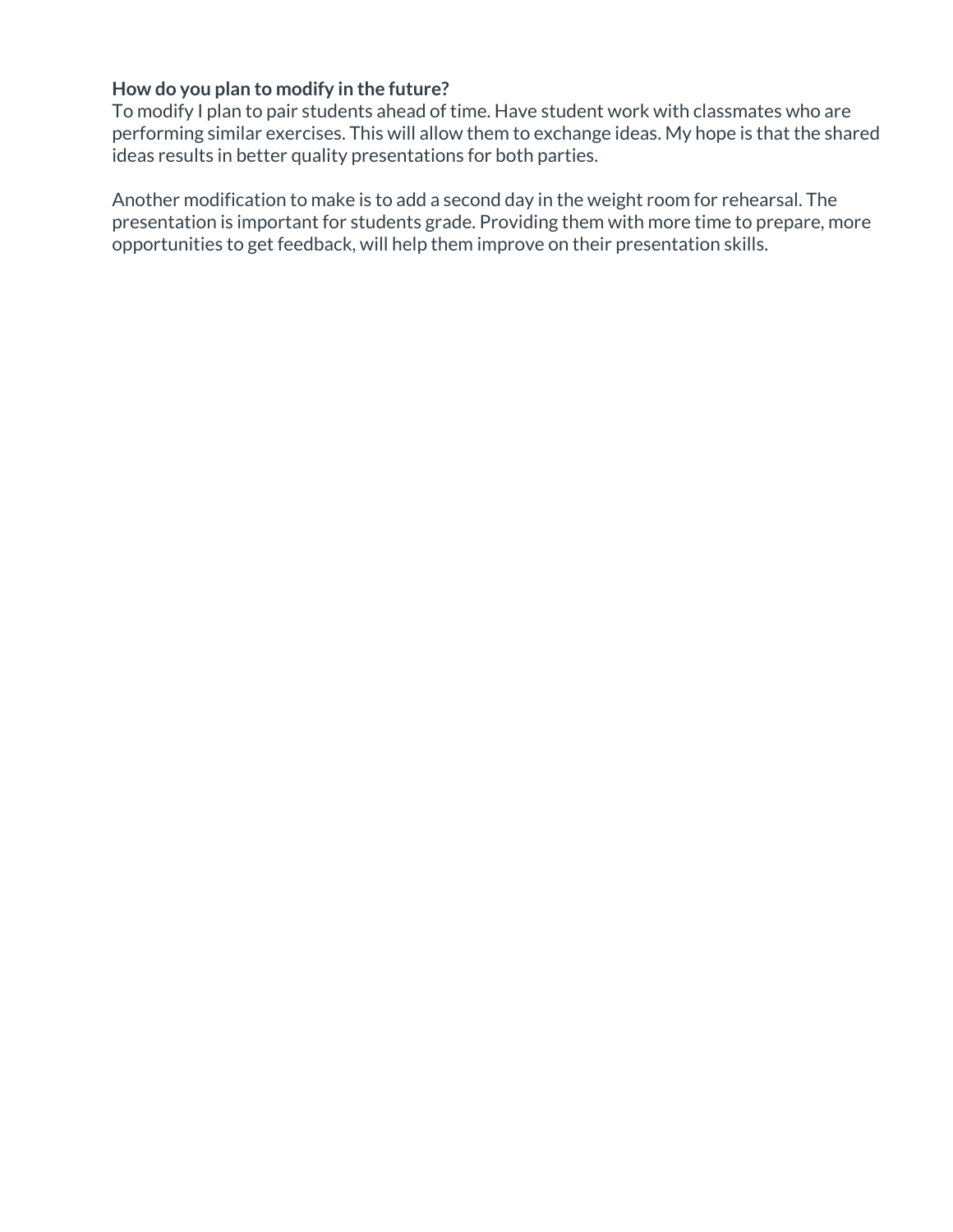**How do you plan to modify in the future?**
To modify I plan to pair students ahead of time. Have student work with classmates who are performing similar exercises. This will allow them to exchange ideas. My hope is that the shared ideas results in better quality presentations for both parties.

Another modification to make is to add a second day in the weight room for rehearsal. The presentation is important for students grade. Providing them with more time to prepare, more opportunities to get feedback, will help them improve on their presentation skills.